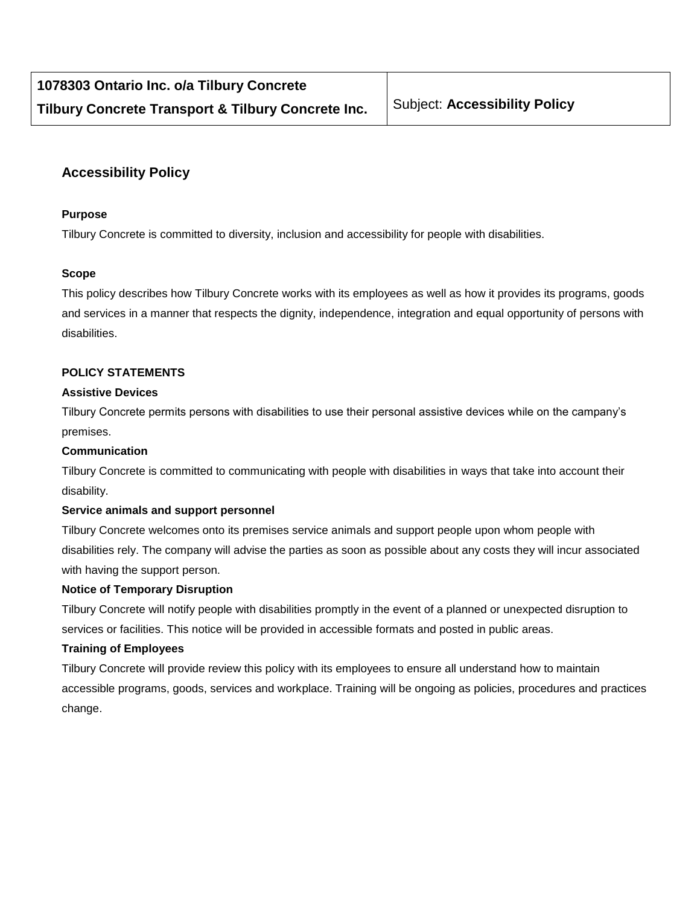| 1078303 Ontario Inc. o/a Tilbury Concrete<br>Tilbury Concrete Transport & Tilbury Concrete Inc. | Subject: **Accessibility Policy** |
|---|---|

## Accessibility Policy

**Purpose**

Tilbury Concrete is committed to diversity, inclusion and accessibility for people with disabilities.

**Scope**

This policy describes how Tilbury Concrete works with its employees as well as how it provides its programs, goods and services in a manner that respects the dignity, independence, integration and equal opportunity of persons with disabilities.

**POLICY STATEMENTS**

**Assistive Devices**

Tilbury Concrete permits persons with disabilities to use their personal assistive devices while on the campany's premises.

**Communication**

Tilbury Concrete is committed to communicating with people with disabilities in ways that take into account their disability.

**Service animals and support personnel**

Tilbury Concrete welcomes onto its premises service animals and support people upon whom people with disabilities rely. The company will advise the parties as soon as possible about any costs they will incur associated with having the support person.

**Notice of Temporary Disruption**

Tilbury Concrete will notify people with disabilities promptly in the event of a planned or unexpected disruption to services or facilities. This notice will be provided in accessible formats and posted in public areas.

**Training of Employees**

Tilbury Concrete will provide review this policy with its employees to ensure all understand how to maintain accessible programs, goods, services and workplace. Training will be ongoing as policies, procedures and practices change.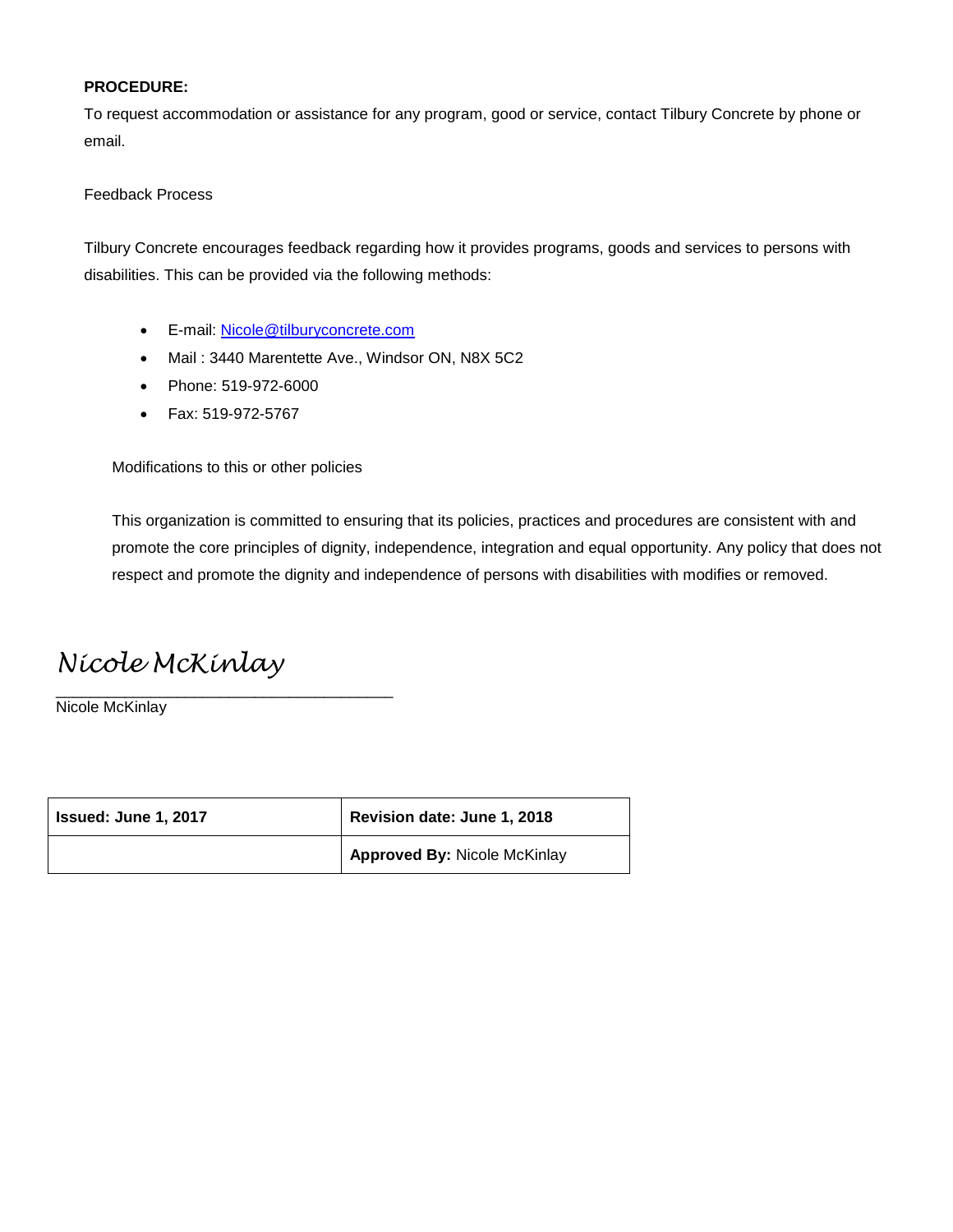**PROCEDURE:**

To request accommodation or assistance for any program, good or service, contact Tilbury Concrete by phone or email.

Feedback Process

Tilbury Concrete encourages feedback regarding how it provides programs, goods and services to persons with disabilities. This can be provided via the following methods:

- E-mail: Nicole@tilburyconcrete.com
- Mail : 3440 Marentette Ave., Windsor ON, N8X 5C2
- Phone: 519-972-6000
- Fax: 519-972-5767

Modifications to this or other policies

This organization is committed to ensuring that its policies, practices and procedures are consistent with and promote the core principles of dignity, independence, integration and equal opportunity. Any policy that does not respect and promote the dignity and independence of persons with disabilities with modifies or removed.

*Nicole McKinlay*

___________________________________

Nicole McKinlay

| | |
|---|---|
| **Issued: June 1, 2017** | **Revision date: June 1, 2018** |
| | **Approved By:** Nicole McKinlay |